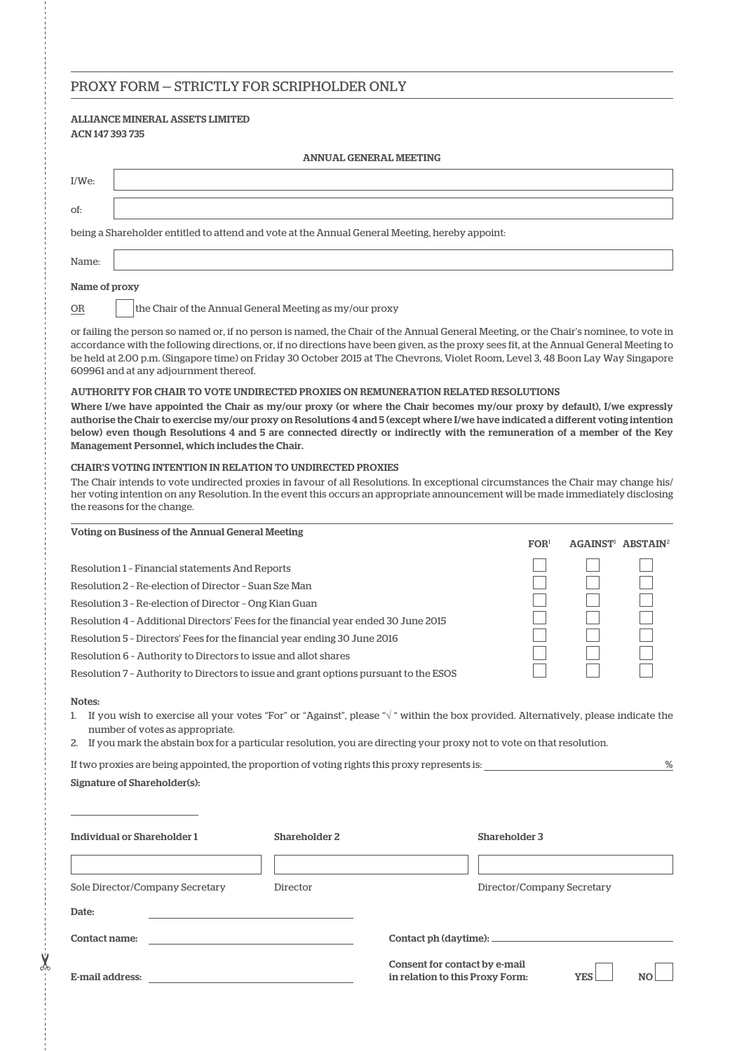## PROXY FORM – STRICTLY FOR SCRIPHOLDER ONLY

**ALLIANCE MINERAL ASSETS LIMITED**
**ACN 147 393 735**

**ANNUAL GENERAL MEETING**

I/We: ______________________________

of: ______________________________

being a Shareholder entitled to attend and vote at the Annual General Meeting, hereby appoint:

Name: ______________________________

**Name of proxy**

OR ☐ the Chair of the Annual General Meeting as my/our proxy

or failing the person so named or, if no person is named, the Chair of the Annual General Meeting, or the Chair's nominee, to vote in accordance with the following directions, or, if no directions have been given, as the proxy sees fit, at the Annual General Meeting to be held at 2.00 p.m. (Singapore time) on Friday 30 October 2015 at The Chevrons, Violet Room, Level 3, 48 Boon Lay Way Singapore 609961 and at any adjournment thereof.

**AUTHORITY FOR CHAIR TO VOTE UNDIRECTED PROXIES ON REMUNERATION RELATED RESOLUTIONS**

**Where I/we have appointed the Chair as my/our proxy (or where the Chair becomes my/our proxy by default), I/we expressly authorise the Chair to exercise my/our proxy on Resolutions 4 and 5 (except where I/we have indicated a different voting intention below) even though Resolutions 4 and 5 are connected directly or indirectly with the remuneration of a member of the Key Management Personnel, which includes the Chair.**

**CHAIR'S VOTING INTENTION IN RELATION TO UNDIRECTED PROXIES**

The Chair intends to vote undirected proxies in favour of all Resolutions. In exceptional circumstances the Chair may change his/her voting intention on any Resolution. In the event this occurs an appropriate announcement will be made immediately disclosing the reasons for the change.

| Voting on Business of the Annual General Meeting | FOR[1] | AGAINST[1] | ABSTAIN[2] |
|---|---|---|---|
| Resolution 1 – Financial statements And Reports | ☐ | ☐ | ☐ |
| Resolution 2 – Re-election of Director – Suan Sze Man | ☐ | ☐ | ☐ |
| Resolution 3 – Re-election of Director – Ong Kian Guan | ☐ | ☐ | ☐ |
| Resolution 4 – Additional Directors' Fees for the financial year ended 30 June 2015 | ☐ | ☐ | ☐ |
| Resolution 5 – Directors' Fees for the financial year ending 30 June 2016 | ☐ | ☐ | ☐ |
| Resolution 6 – Authority to Directors to issue and allot shares | ☐ | ☐ | ☐ |
| Resolution 7 – Authority to Directors to issue and grant options pursuant to the ESOS | ☐ | ☐ | ☐ |

**Notes:**

1. If you wish to exercise all your votes "For" or "Against", please "√ " within the box provided. Alternatively, please indicate the number of votes as appropriate.
2. If you mark the abstain box for a particular resolution, you are directing your proxy not to vote on that resolution.

If two proxies are being appointed, the proportion of voting rights this proxy represents is: ______________ %

**Signature of Shareholder(s):**

| **Individual or Shareholder 1** | **Shareholder 2** | **Shareholder 3** |
|---|---|---|
| | | |
| Sole Director/Company Secretary | Director | Director/Company Secretary |

**Date:** ______________________________

**Contact name:** ______________________________ **Contact ph (daytime):** ______________________________

**E-mail address:** ______________________________ **Consent for contact by e-mail in relation to this Proxy Form:** **YES** ☐ **NO** ☐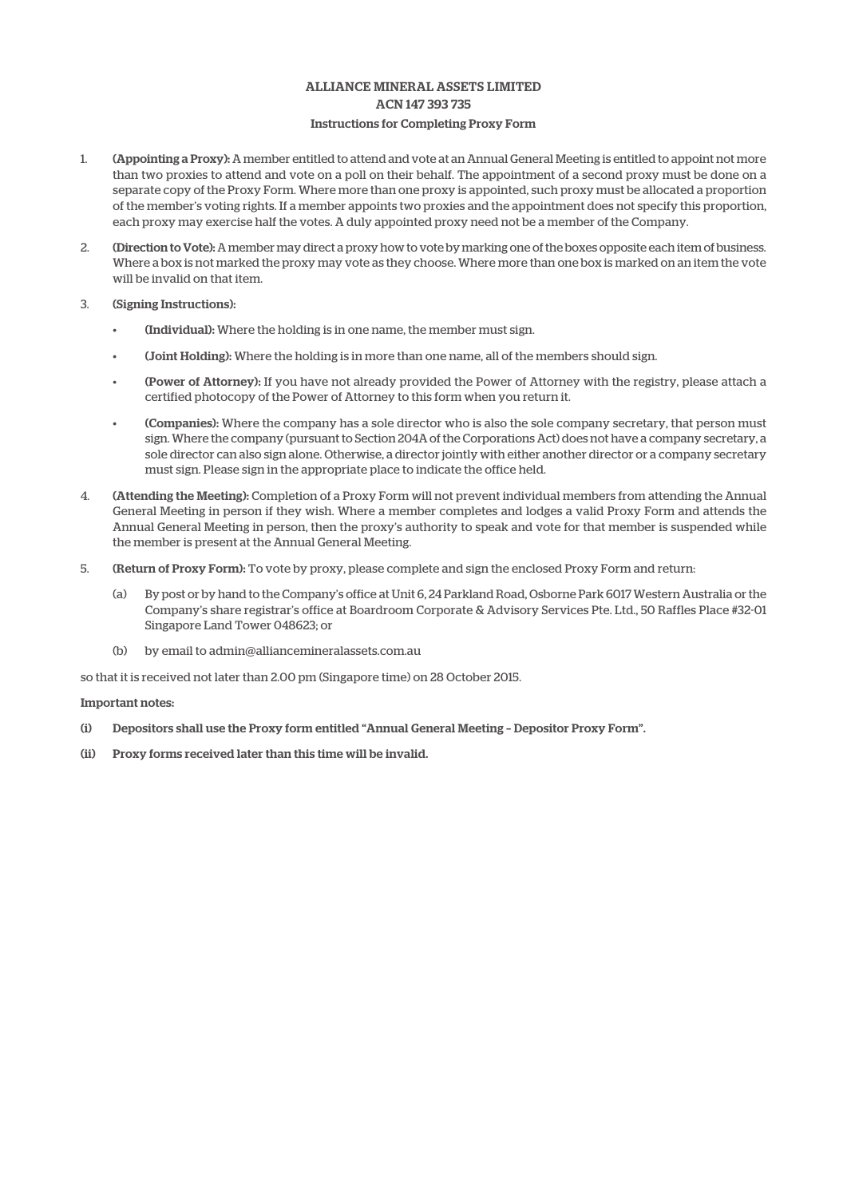# ALLIANCE MINERAL ASSETS LIMITED

## ACN 147 393 735

### Instructions for Completing Proxy Form

1. **(Appointing a Proxy):** A member entitled to attend and vote at an Annual General Meeting is entitled to appoint not more than two proxies to attend and vote on a poll on their behalf. The appointment of a second proxy must be done on a separate copy of the Proxy Form. Where more than one proxy is appointed, such proxy must be allocated a proportion of the member's voting rights. If a member appoints two proxies and the appointment does not specify this proportion, each proxy may exercise half the votes. A duly appointed proxy need not be a member of the Company.

2. **(Direction to Vote):** A member may direct a proxy how to vote by marking one of the boxes opposite each item of business. Where a box is not marked the proxy may vote as they choose. Where more than one box is marked on an item the vote will be invalid on that item.

3. **(Signing Instructions):**
   - **(Individual):** Where the holding is in one name, the member must sign.
   - **(Joint Holding):** Where the holding is in more than one name, all of the members should sign.
   - **(Power of Attorney):** If you have not already provided the Power of Attorney with the registry, please attach a certified photocopy of the Power of Attorney to this form when you return it.
   - **(Companies):** Where the company has a sole director who is also the sole company secretary, that person must sign. Where the company (pursuant to Section 204A of the Corporations Act) does not have a company secretary, a sole director can also sign alone. Otherwise, a director jointly with either another director or a company secretary must sign. Please sign in the appropriate place to indicate the office held.

4. **(Attending the Meeting):** Completion of a Proxy Form will not prevent individual members from attending the Annual General Meeting in person if they wish. Where a member completes and lodges a valid Proxy Form and attends the Annual General Meeting in person, then the proxy's authority to speak and vote for that member is suspended while the member is present at the Annual General Meeting.

5. **(Return of Proxy Form):** To vote by proxy, please complete and sign the enclosed Proxy Form and return:

   (a) By post or by hand to the Company's office at Unit 6, 24 Parkland Road, Osborne Park 6017 Western Australia or the Company's share registrar's office at Boardroom Corporate & Advisory Services Pte. Ltd., 50 Raffles Place #32-01 Singapore Land Tower 048623; or

   (b) by email to admin@alliancemineralassets.com.au

so that it is received not later than 2.00 pm (Singapore time) on 28 October 2015.

**Important notes:**

**(i) Depositors shall use the Proxy form entitled "Annual General Meeting – Depositor Proxy Form".**

**(ii) Proxy forms received later than this time will be invalid.**